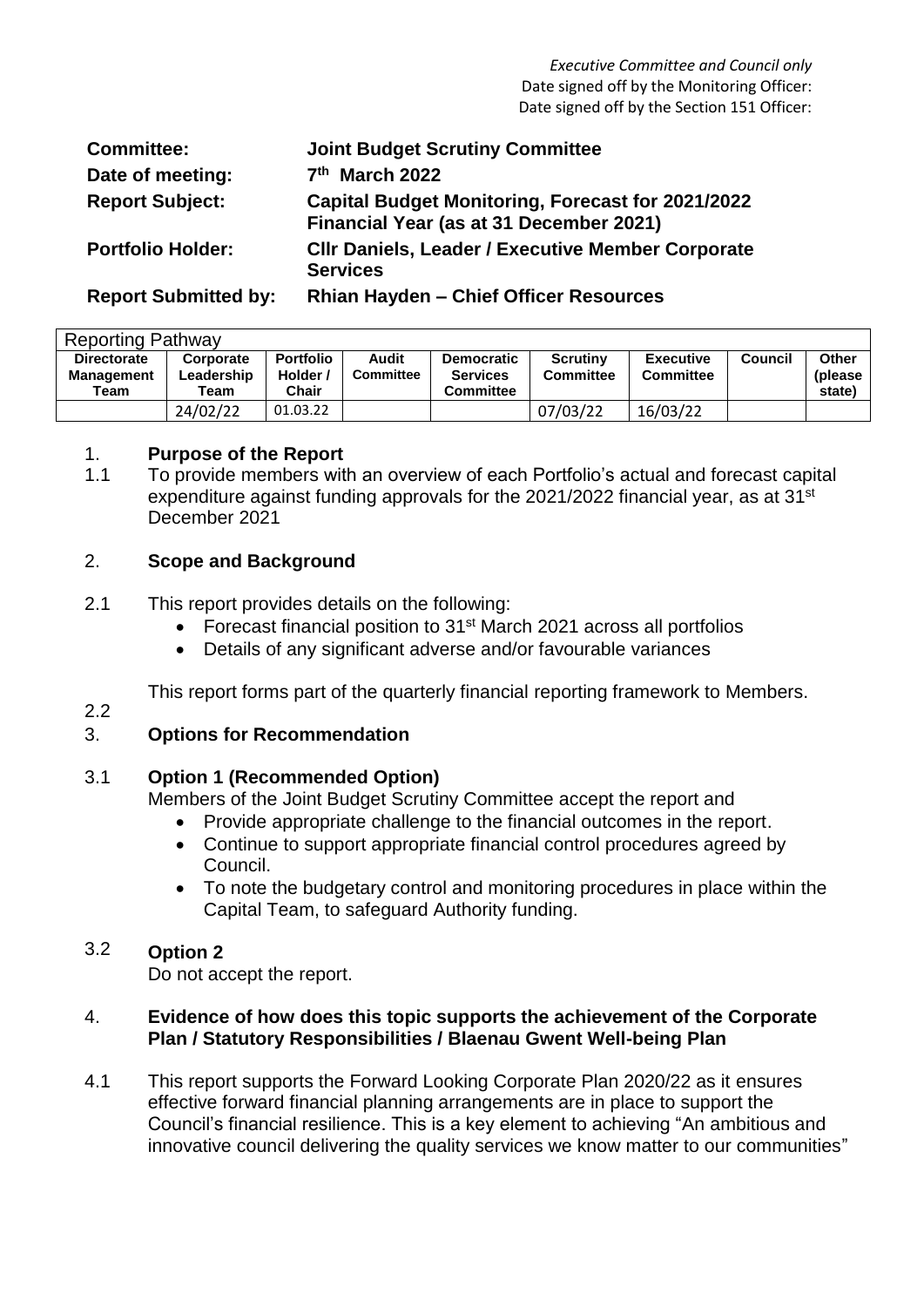*Executive Committee and Council only*
Date signed off by the Monitoring Officer:
Date signed off by the Section 151 Officer:

| | |
|---|---|
| **Committee:** | **Joint Budget Scrutiny Committee** |
| **Date of meeting:** | **7th March 2022** |
| **Report Subject:** | **Capital Budget Monitoring, Forecast for 2021/2022 Financial Year (as at 31 December 2021)** |
| **Portfolio Holder:** | **Cllr Daniels, Leader / Executive Member Corporate Services** |
| **Report Submitted by:** | **Rhian Hayden – Chief Officer Resources** |

| Reporting Pathway | | | | | | | | |
|---|---|---|---|---|---|---|---|---|
| **Directorate Management Team** | **Corporate Leadership Team** | **Portfolio Holder / Chair** | **Audit Committee** | **Democratic Services Committee** | **Scrutiny Committee** | **Executive Committee** | **Council** | **Other (please state)** |
| | 24/02/22 | 01.03.22 | | | 07/03/22 | 16/03/22 | | |

## 1. Purpose of the Report

1.1 To provide members with an overview of each Portfolio's actual and forecast capital expenditure against funding approvals for the 2021/2022 financial year, as at 31st December 2021

## 2. Scope and Background

2.1 This report provides details on the following:

- Forecast financial position to 31st March 2021 across all portfolios
- Details of any significant adverse and/or favourable variances

This report forms part of the quarterly financial reporting framework to Members.

2.2

## 3. Options for Recommendation

3.1 **Option 1 (Recommended Option)**

Members of the Joint Budget Scrutiny Committee accept the report and

- Provide appropriate challenge to the financial outcomes in the report.
- Continue to support appropriate financial control procedures agreed by Council.
- To note the budgetary control and monitoring procedures in place within the Capital Team, to safeguard Authority funding.

3.2 **Option 2**

Do not accept the report.

## 4. Evidence of how does this topic supports the achievement of the Corporate Plan / Statutory Responsibilities / Blaenau Gwent Well-being Plan

4.1 This report supports the Forward Looking Corporate Plan 2020/22 as it ensures effective forward financial planning arrangements are in place to support the Council's financial resilience. This is a key element to achieving "An ambitious and innovative council delivering the quality services we know matter to our communities"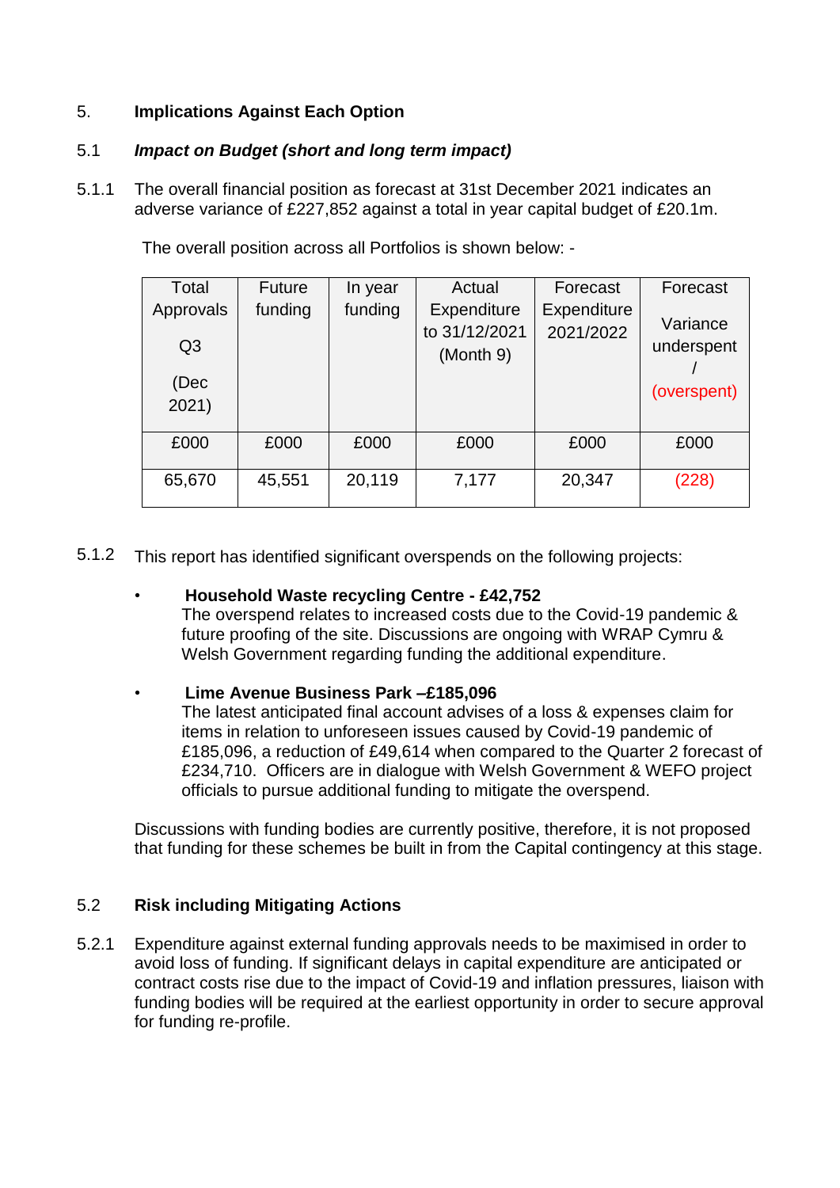## 5. **Implications Against Each Option**

### 5.1 ***Impact on Budget (short and long term impact)***

5.1.1 The overall financial position as forecast at 31st December 2021 indicates an adverse variance of £227,852 against a total in year capital budget of £20.1m.

The overall position across all Portfolios is shown below: -

| Total Approvals Q3 (Dec 2021) | Future funding | In year funding | Actual Expenditure to 31/12/2021 (Month 9) | Forecast Expenditure 2021/2022 | Forecast Variance underspent / (overspent) |
|---|---|---|---|---|---|
| £000 | £000 | £000 | £000 | £000 | £000 |
| 65,670 | 45,551 | 20,119 | 7,177 | 20,347 | (228) |

5.1.2 This report has identified significant overspends on the following projects:

- **Household Waste recycling Centre - £42,752**
  The overspend relates to increased costs due to the Covid-19 pandemic & future proofing of the site. Discussions are ongoing with WRAP Cymru & Welsh Government regarding funding the additional expenditure.

- **Lime Avenue Business Park –£185,096**
  The latest anticipated final account advises of a loss & expenses claim for items in relation to unforeseen issues caused by Covid-19 pandemic of £185,096, a reduction of £49,614 when compared to the Quarter 2 forecast of £234,710. Officers are in dialogue with Welsh Government & WEFO project officials to pursue additional funding to mitigate the overspend.

Discussions with funding bodies are currently positive, therefore, it is not proposed that funding for these schemes be built in from the Capital contingency at this stage.

### 5.2 **Risk including Mitigating Actions**

5.2.1 Expenditure against external funding approvals needs to be maximised in order to avoid loss of funding. If significant delays in capital expenditure are anticipated or contract costs rise due to the impact of Covid-19 and inflation pressures, liaison with funding bodies will be required at the earliest opportunity in order to secure approval for funding re-profile.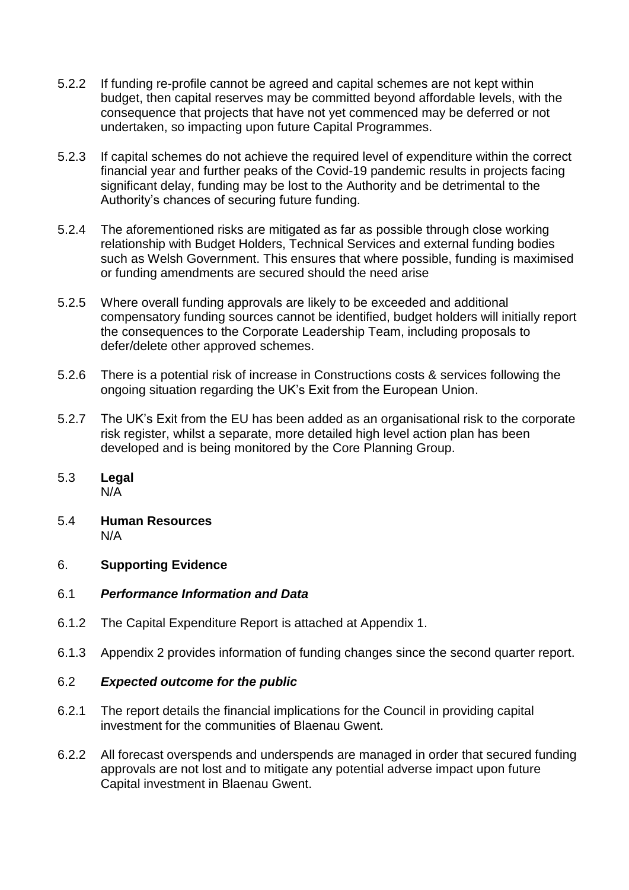5.2.2 If funding re-profile cannot be agreed and capital schemes are not kept within budget, then capital reserves may be committed beyond affordable levels, with the consequence that projects that have not yet commenced may be deferred or not undertaken, so impacting upon future Capital Programmes.

5.2.3 If capital schemes do not achieve the required level of expenditure within the correct financial year and further peaks of the Covid-19 pandemic results in projects facing significant delay, funding may be lost to the Authority and be detrimental to the Authority's chances of securing future funding.

5.2.4 The aforementioned risks are mitigated as far as possible through close working relationship with Budget Holders, Technical Services and external funding bodies such as Welsh Government. This ensures that where possible, funding is maximised or funding amendments are secured should the need arise

5.2.5 Where overall funding approvals are likely to be exceeded and additional compensatory funding sources cannot be identified, budget holders will initially report the consequences to the Corporate Leadership Team, including proposals to defer/delete other approved schemes.

5.2.6 There is a potential risk of increase in Constructions costs & services following the ongoing situation regarding the UK's Exit from the European Union.

5.2.7 The UK's Exit from the EU has been added as an organisational risk to the corporate risk register, whilst a separate, more detailed high level action plan has been developed and is being monitored by the Core Planning Group.

5.3 **Legal**
N/A

5.4 **Human Resources**
N/A

## 6. **Supporting Evidence**

### 6.1 ***Performance Information and Data***

6.1.2 The Capital Expenditure Report is attached at Appendix 1.

6.1.3 Appendix 2 provides information of funding changes since the second quarter report.

### 6.2 ***Expected outcome for the public***

6.2.1 The report details the financial implications for the Council in providing capital investment for the communities of Blaenau Gwent.

6.2.2 All forecast overspends and underspends are managed in order that secured funding approvals are not lost and to mitigate any potential adverse impact upon future Capital investment in Blaenau Gwent.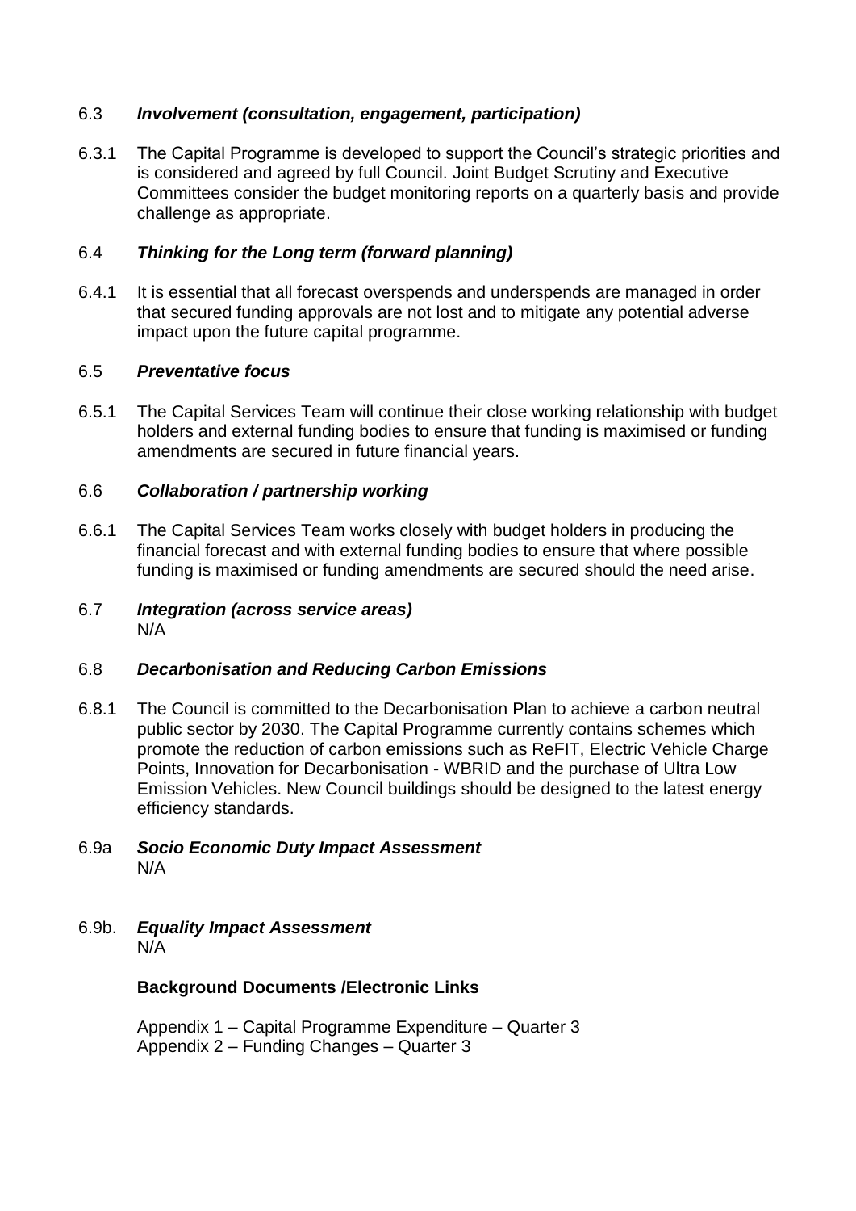### 6.3 *Involvement (consultation, engagement, participation)*

6.3.1 The Capital Programme is developed to support the Council's strategic priorities and is considered and agreed by full Council. Joint Budget Scrutiny and Executive Committees consider the budget monitoring reports on a quarterly basis and provide challenge as appropriate.

### 6.4 *Thinking for the Long term (forward planning)*

6.4.1 It is essential that all forecast overspends and underspends are managed in order that secured funding approvals are not lost and to mitigate any potential adverse impact upon the future capital programme.

### 6.5 *Preventative focus*

6.5.1 The Capital Services Team will continue their close working relationship with budget holders and external funding bodies to ensure that funding is maximised or funding amendments are secured in future financial years.

### 6.6 *Collaboration / partnership working*

6.6.1 The Capital Services Team works closely with budget holders in producing the financial forecast and with external funding bodies to ensure that where possible funding is maximised or funding amendments are secured should the need arise.

### 6.7 *Integration (across service areas)*

N/A

### 6.8 *Decarbonisation and Reducing Carbon Emissions*

6.8.1 The Council is committed to the Decarbonisation Plan to achieve a carbon neutral public sector by 2030. The Capital Programme currently contains schemes which promote the reduction of carbon emissions such as ReFIT, Electric Vehicle Charge Points, Innovation for Decarbonisation - WBRID and the purchase of Ultra Low Emission Vehicles. New Council buildings should be designed to the latest energy efficiency standards.

### 6.9a *Socio Economic Duty Impact Assessment*

N/A

### 6.9b. *Equality Impact Assessment*

N/A

**Background Documents /Electronic Links**

Appendix 1 – Capital Programme Expenditure – Quarter 3
Appendix 2 – Funding Changes – Quarter 3